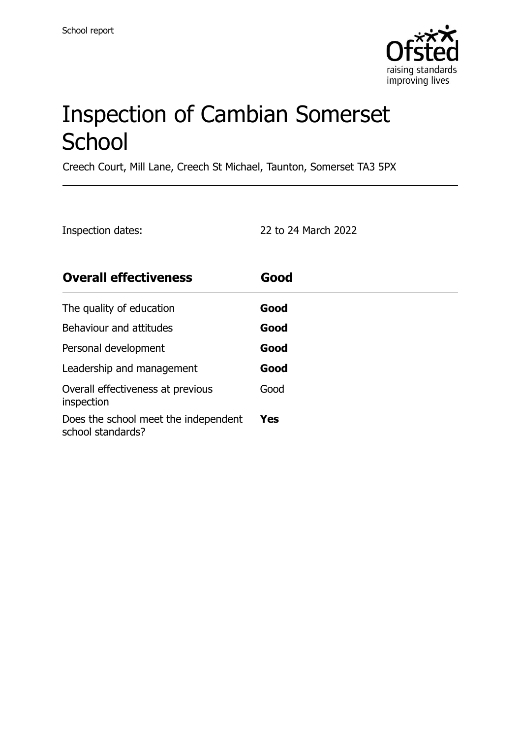School report

# Inspection of Cambian Somerset School

Creech Court, Mill Lane, Creech St Michael, Taunton, Somerset TA3 5PX

Inspection dates: 22 to 24 March 2022

| **Overall effectiveness** | **Good** |
| --- | --- |
| The quality of education | **Good** |
| Behaviour and attitudes | **Good** |
| Personal development | **Good** |
| Leadership and management | **Good** |
| Overall effectiveness at previous inspection | Good |
| Does the school meet the independent school standards? | **Yes** |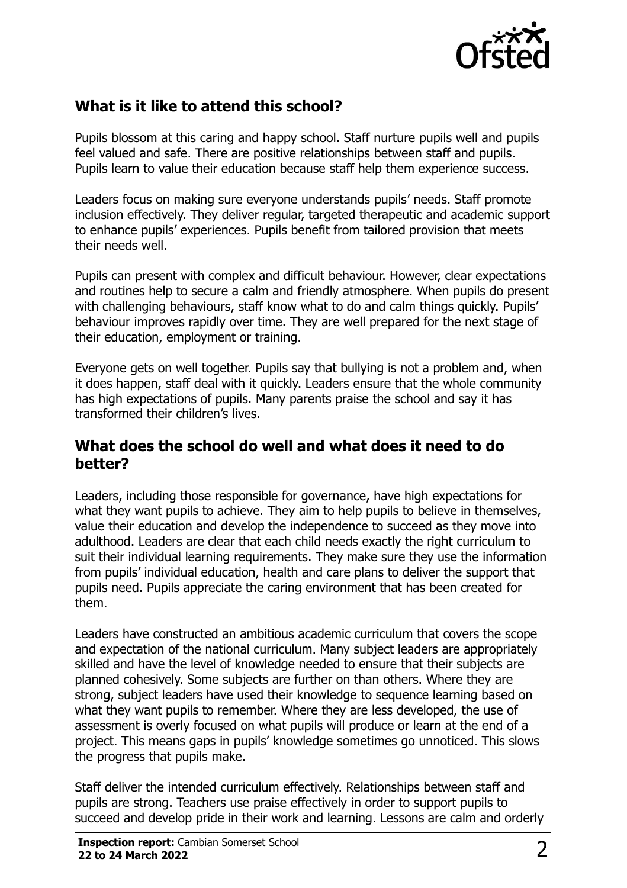## What is it like to attend this school?

Pupils blossom at this caring and happy school. Staff nurture pupils well and pupils feel valued and safe. There are positive relationships between staff and pupils. Pupils learn to value their education because staff help them experience success.

Leaders focus on making sure everyone understands pupils' needs. Staff promote inclusion effectively. They deliver regular, targeted therapeutic and academic support to enhance pupils' experiences. Pupils benefit from tailored provision that meets their needs well.

Pupils can present with complex and difficult behaviour. However, clear expectations and routines help to secure a calm and friendly atmosphere. When pupils do present with challenging behaviours, staff know what to do and calm things quickly. Pupils' behaviour improves rapidly over time. They are well prepared for the next stage of their education, employment or training.

Everyone gets on well together. Pupils say that bullying is not a problem and, when it does happen, staff deal with it quickly. Leaders ensure that the whole community has high expectations of pupils. Many parents praise the school and say it has transformed their children's lives.

## What does the school do well and what does it need to do better?

Leaders, including those responsible for governance, have high expectations for what they want pupils to achieve. They aim to help pupils to believe in themselves, value their education and develop the independence to succeed as they move into adulthood. Leaders are clear that each child needs exactly the right curriculum to suit their individual learning requirements. They make sure they use the information from pupils' individual education, health and care plans to deliver the support that pupils need. Pupils appreciate the caring environment that has been created for them.

Leaders have constructed an ambitious academic curriculum that covers the scope and expectation of the national curriculum. Many subject leaders are appropriately skilled and have the level of knowledge needed to ensure that their subjects are planned cohesively. Some subjects are further on than others. Where they are strong, subject leaders have used their knowledge to sequence learning based on what they want pupils to remember. Where they are less developed, the use of assessment is overly focused on what pupils will produce or learn at the end of a project. This means gaps in pupils' knowledge sometimes go unnoticed. This slows the progress that pupils make.

Staff deliver the intended curriculum effectively. Relationships between staff and pupils are strong. Teachers use praise effectively in order to support pupils to succeed and develop pride in their work and learning. Lessons are calm and orderly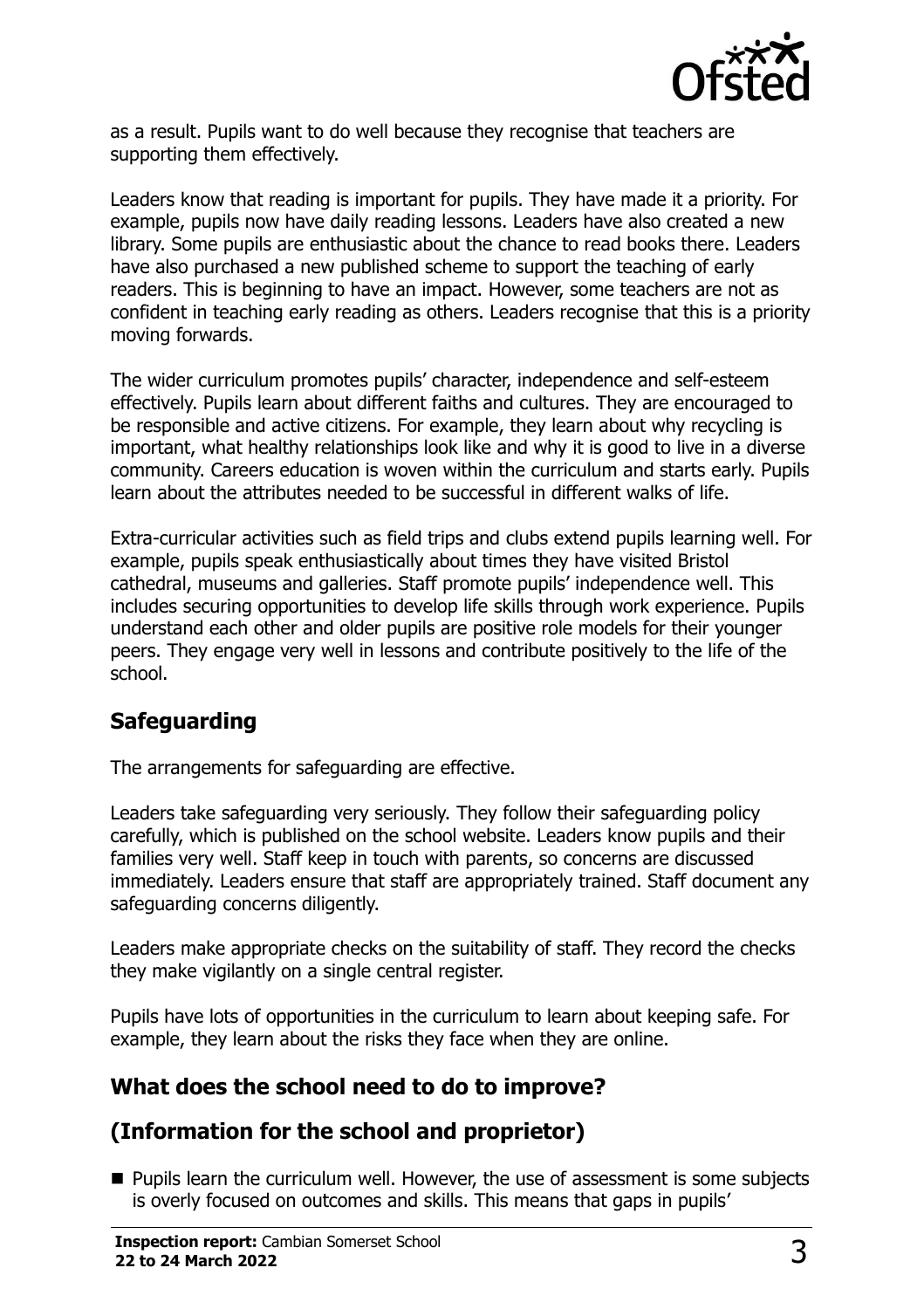as a result. Pupils want to do well because they recognise that teachers are supporting them effectively.

Leaders know that reading is important for pupils. They have made it a priority. For example, pupils now have daily reading lessons. Leaders have also created a new library. Some pupils are enthusiastic about the chance to read books there. Leaders have also purchased a new published scheme to support the teaching of early readers. This is beginning to have an impact. However, some teachers are not as confident in teaching early reading as others. Leaders recognise that this is a priority moving forwards.

The wider curriculum promotes pupils' character, independence and self-esteem effectively. Pupils learn about different faiths and cultures. They are encouraged to be responsible and active citizens. For example, they learn about why recycling is important, what healthy relationships look like and why it is good to live in a diverse community. Careers education is woven within the curriculum and starts early. Pupils learn about the attributes needed to be successful in different walks of life.

Extra-curricular activities such as field trips and clubs extend pupils learning well. For example, pupils speak enthusiastically about times they have visited Bristol cathedral, museums and galleries. Staff promote pupils' independence well. This includes securing opportunities to develop life skills through work experience. Pupils understand each other and older pupils are positive role models for their younger peers. They engage very well in lessons and contribute positively to the life of the school.

## Safeguarding

The arrangements for safeguarding are effective.

Leaders take safeguarding very seriously. They follow their safeguarding policy carefully, which is published on the school website. Leaders know pupils and their families very well. Staff keep in touch with parents, so concerns are discussed immediately. Leaders ensure that staff are appropriately trained. Staff document any safeguarding concerns diligently.

Leaders make appropriate checks on the suitability of staff. They record the checks they make vigilantly on a single central register.

Pupils have lots of opportunities in the curriculum to learn about keeping safe. For example, they learn about the risks they face when they are online.

## What does the school need to do to improve?

## (Information for the school and proprietor)

- Pupils learn the curriculum well. However, the use of assessment is some subjects is overly focused on outcomes and skills. This means that gaps in pupils'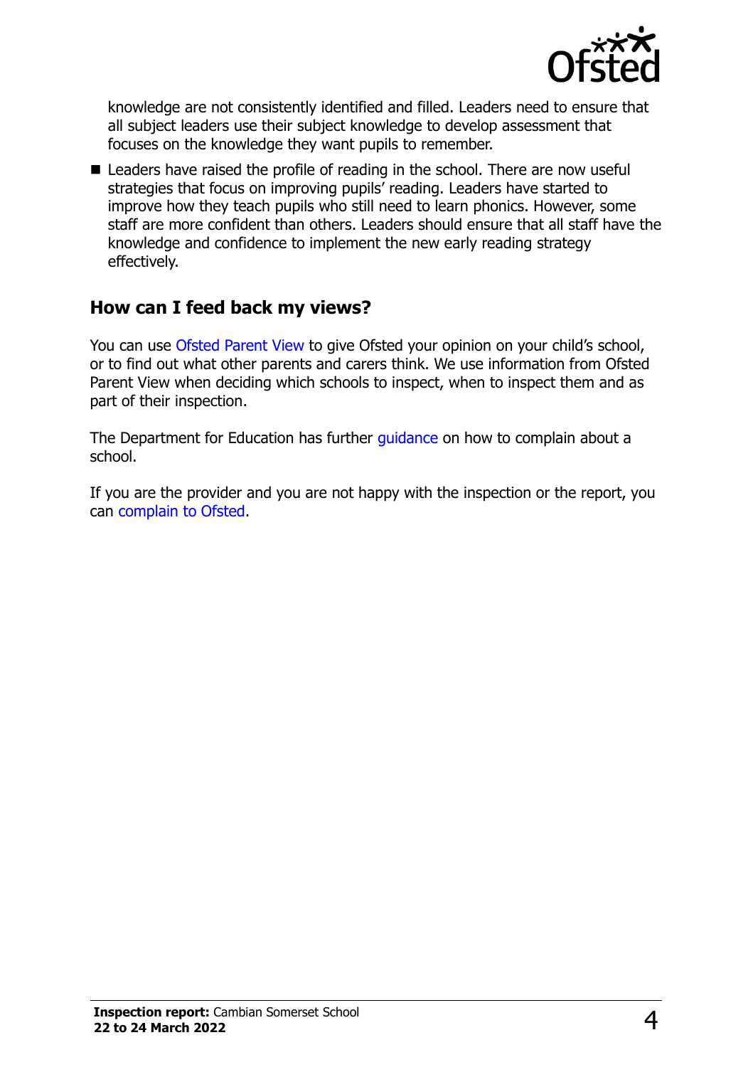knowledge are not consistently identified and filled. Leaders need to ensure that all subject leaders use their subject knowledge to develop assessment that focuses on the knowledge they want pupils to remember.

- Leaders have raised the profile of reading in the school. There are now useful strategies that focus on improving pupils' reading. Leaders have started to improve how they teach pupils who still need to learn phonics. However, some staff are more confident than others. Leaders should ensure that all staff have the knowledge and confidence to implement the new early reading strategy effectively.

## How can I feed back my views?

You can use Ofsted Parent View to give Ofsted your opinion on your child's school, or to find out what other parents and carers think. We use information from Ofsted Parent View when deciding which schools to inspect, when to inspect them and as part of their inspection.

The Department for Education has further guidance on how to complain about a school.

If you are the provider and you are not happy with the inspection or the report, you can complain to Ofsted.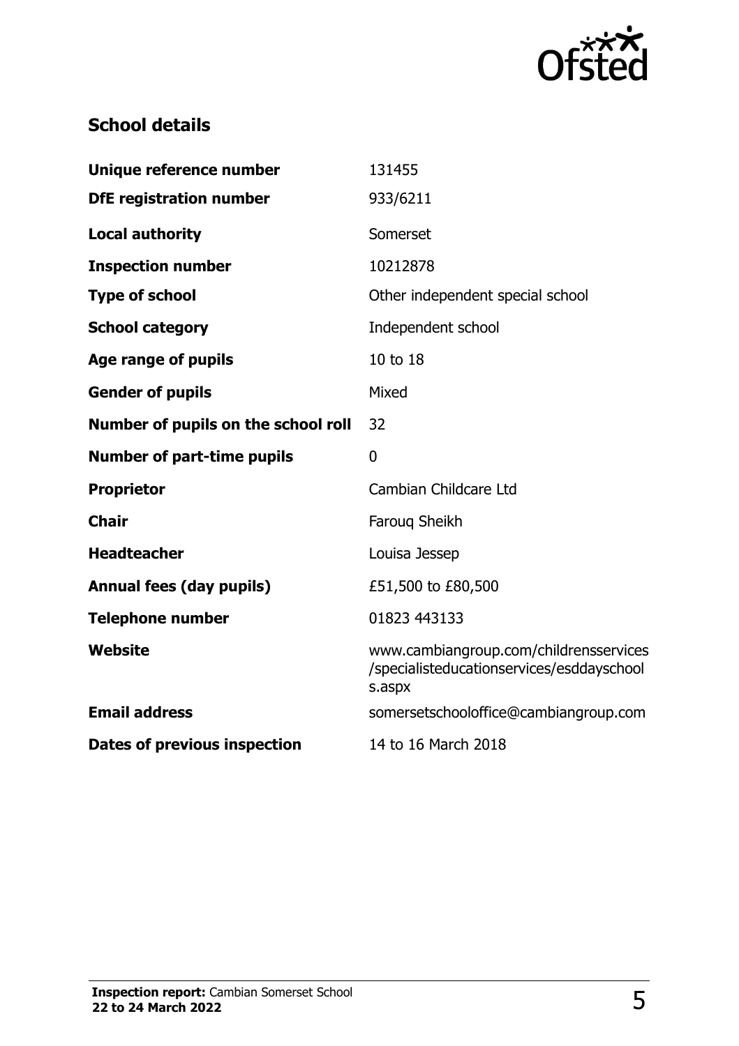## School details

| | |
|---|---|
| **Unique reference number** | 131455 |
| **DfE registration number** | 933/6211 |
| **Local authority** | Somerset |
| **Inspection number** | 10212878 |
| **Type of school** | Other independent special school |
| **School category** | Independent school |
| **Age range of pupils** | 10 to 18 |
| **Gender of pupils** | Mixed |
| **Number of pupils on the school roll** | 32 |
| **Number of part-time pupils** | 0 |
| **Proprietor** | Cambian Childcare Ltd |
| **Chair** | Farouq Sheikh |
| **Headteacher** | Louisa Jessep |
| **Annual fees (day pupils)** | £51,500 to £80,500 |
| **Telephone number** | 01823 443133 |
| **Website** | www.cambiangroup.com/childrensservices/specialisteducationservices/esddayschools.aspx |
| **Email address** | somersetschooloffice@cambiangroup.com |
| **Dates of previous inspection** | 14 to 16 March 2018 |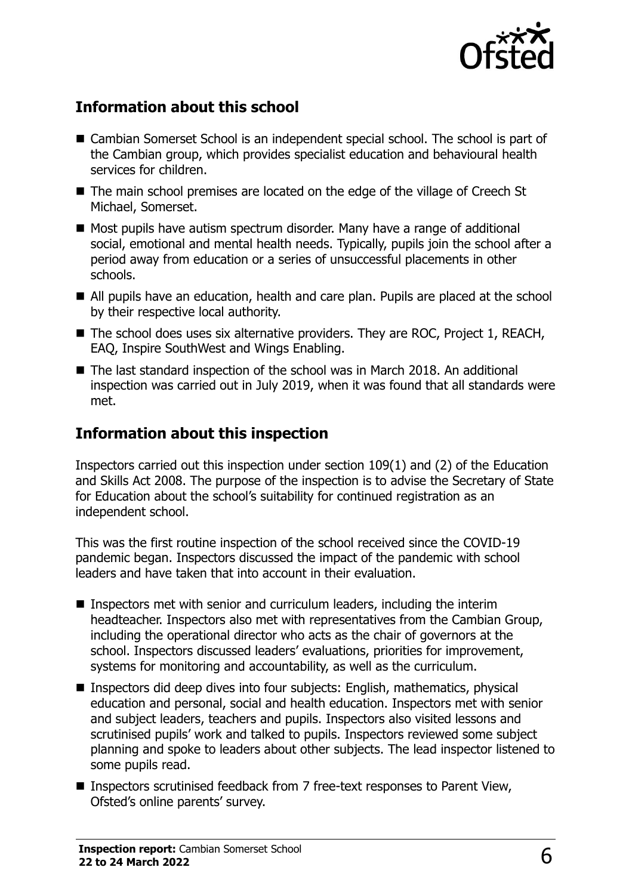## Information about this school

- Cambian Somerset School is an independent special school. The school is part of the Cambian group, which provides specialist education and behavioural health services for children.
- The main school premises are located on the edge of the village of Creech St Michael, Somerset.
- Most pupils have autism spectrum disorder. Many have a range of additional social, emotional and mental health needs. Typically, pupils join the school after a period away from education or a series of unsuccessful placements in other schools.
- All pupils have an education, health and care plan. Pupils are placed at the school by their respective local authority.
- The school does uses six alternative providers. They are ROC, Project 1, REACH, EAQ, Inspire SouthWest and Wings Enabling.
- The last standard inspection of the school was in March 2018. An additional inspection was carried out in July 2019, when it was found that all standards were met.

## Information about this inspection

Inspectors carried out this inspection under section 109(1) and (2) of the Education and Skills Act 2008. The purpose of the inspection is to advise the Secretary of State for Education about the school's suitability for continued registration as an independent school.

This was the first routine inspection of the school received since the COVID-19 pandemic began. Inspectors discussed the impact of the pandemic with school leaders and have taken that into account in their evaluation.

- Inspectors met with senior and curriculum leaders, including the interim headteacher. Inspectors also met with representatives from the Cambian Group, including the operational director who acts as the chair of governors at the school. Inspectors discussed leaders' evaluations, priorities for improvement, systems for monitoring and accountability, as well as the curriculum.
- Inspectors did deep dives into four subjects: English, mathematics, physical education and personal, social and health education. Inspectors met with senior and subject leaders, teachers and pupils. Inspectors also visited lessons and scrutinised pupils' work and talked to pupils. Inspectors reviewed some subject planning and spoke to leaders about other subjects. The lead inspector listened to some pupils read.
- Inspectors scrutinised feedback from 7 free-text responses to Parent View, Ofsted's online parents' survey.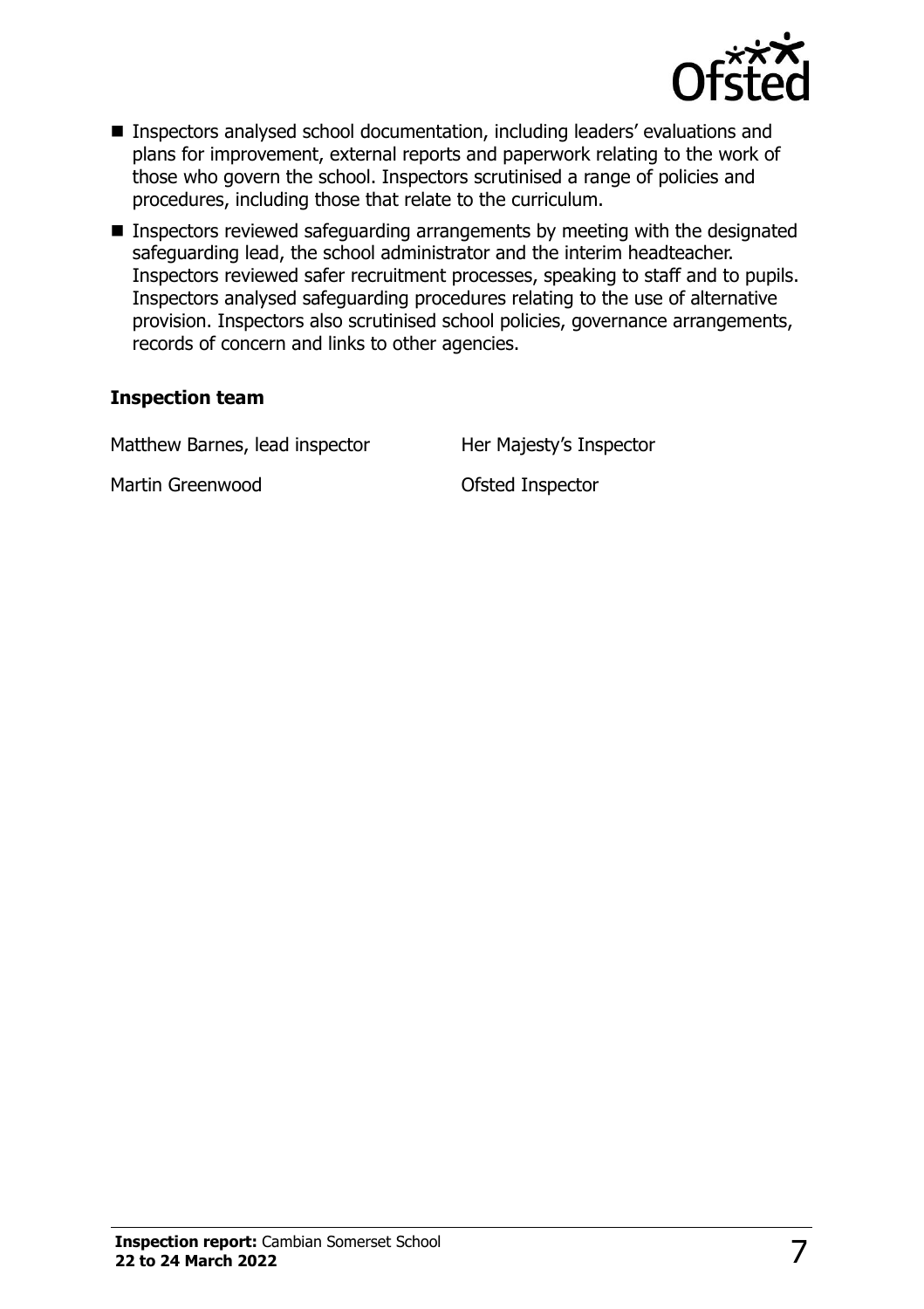- Inspectors analysed school documentation, including leaders' evaluations and plans for improvement, external reports and paperwork relating to the work of those who govern the school. Inspectors scrutinised a range of policies and procedures, including those that relate to the curriculum.
- Inspectors reviewed safeguarding arrangements by meeting with the designated safeguarding lead, the school administrator and the interim headteacher. Inspectors reviewed safer recruitment processes, speaking to staff and to pupils. Inspectors analysed safeguarding procedures relating to the use of alternative provision. Inspectors also scrutinised school policies, governance arrangements, records of concern and links to other agencies.

### Inspection team

| | |
|---|---|
| Matthew Barnes, lead inspector | Her Majesty's Inspector |
| Martin Greenwood | Ofsted Inspector |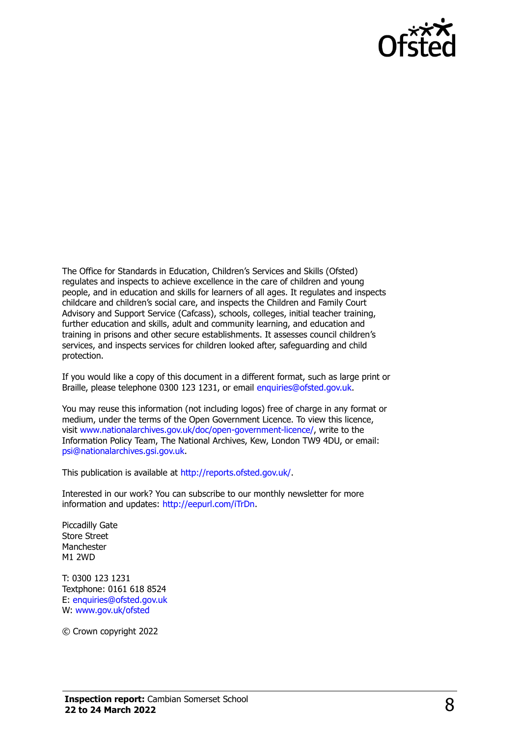The Office for Standards in Education, Children's Services and Skills (Ofsted) regulates and inspects to achieve excellence in the care of children and young people, and in education and skills for learners of all ages. It regulates and inspects childcare and children's social care, and inspects the Children and Family Court Advisory and Support Service (Cafcass), schools, colleges, initial teacher training, further education and skills, adult and community learning, and education and training in prisons and other secure establishments. It assesses council children's services, and inspects services for children looked after, safeguarding and child protection.

If you would like a copy of this document in a different format, such as large print or Braille, please telephone 0300 123 1231, or email enquiries@ofsted.gov.uk.

You may reuse this information (not including logos) free of charge in any format or medium, under the terms of the Open Government Licence. To view this licence, visit www.nationalarchives.gov.uk/doc/open-government-licence/, write to the Information Policy Team, The National Archives, Kew, London TW9 4DU, or email: psi@nationalarchives.gsi.gov.uk.

This publication is available at http://reports.ofsted.gov.uk/.

Interested in our work? You can subscribe to our monthly newsletter for more information and updates: http://eepurl.com/iTrDn.

Piccadilly Gate
Store Street
Manchester
M1 2WD

T: 0300 123 1231
Textphone: 0161 618 8524
E: enquiries@ofsted.gov.uk
W: www.gov.uk/ofsted

© Crown copyright 2022